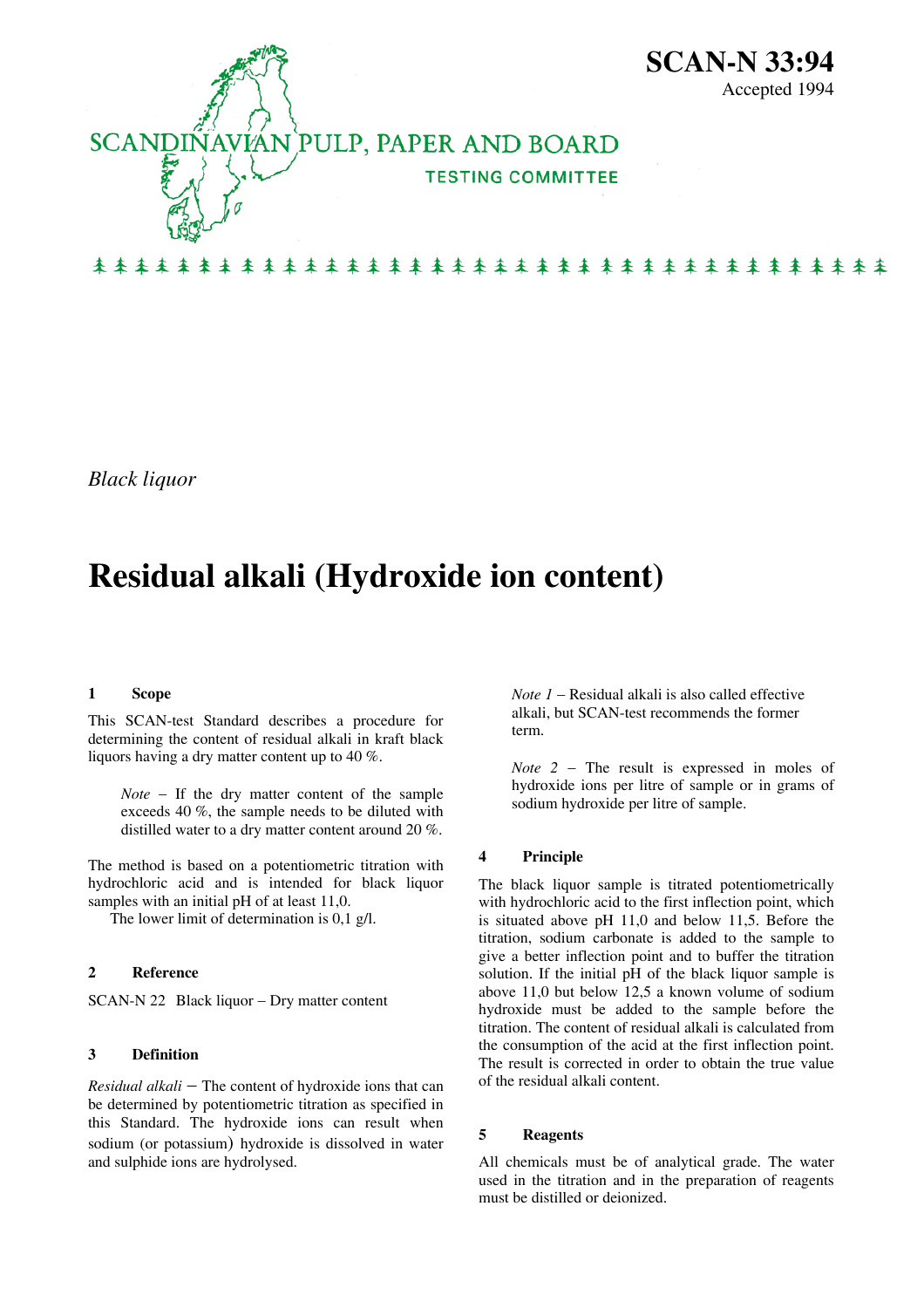SCANDINAVIAN PULP, PAPER AND BOARD

TESTING COMMITTEE

**SCAN-N 33:94**

Accepted 1994

*Black liquor*

# Residual alkali (Hydroxide ion content)

## 1 Scope

This SCAN-test Standard describes a procedure for determining the content of residual alkali in kraft black liquors having a dry matter content up to 40 %.

> *Note* – If the dry matter content of the sample exceeds 40 %, the sample needs to be diluted with distilled water to a dry matter content around 20 %.

The method is based on a potentiometric titration with hydrochloric acid and is intended for black liquor samples with an initial pH of at least 11,0.

The lower limit of determination is 0,1 g/l.

## 2 Reference

SCAN-N 22 Black liquor – Dry matter content

## 3 Definition

*Residual alkali* – The content of hydroxide ions that can be determined by potentiometric titration as specified in this Standard. The hydroxide ions can result when sodium (or potassium) hydroxide is dissolved in water and sulphide ions are hydrolysed.

> *Note 1* – Residual alkali is also called effective alkali, but SCAN-test recommends the former term.

> *Note 2* – The result is expressed in moles of hydroxide ions per litre of sample or in grams of sodium hydroxide per litre of sample.

## 4 Principle

The black liquor sample is titrated potentiometrically with hydrochloric acid to the first inflection point, which is situated above pH 11,0 and below 11,5. Before the titration, sodium carbonate is added to the sample to give a better inflection point and to buffer the titration solution. If the initial pH of the black liquor sample is above 11,0 but below 12,5 a known volume of sodium hydroxide must be added to the sample before the titration. The content of residual alkali is calculated from the consumption of the acid at the first inflection point. The result is corrected in order to obtain the true value of the residual alkali content.

## 5 Reagents

All chemicals must be of analytical grade. The water used in the titration and in the preparation of reagents must be distilled or deionized.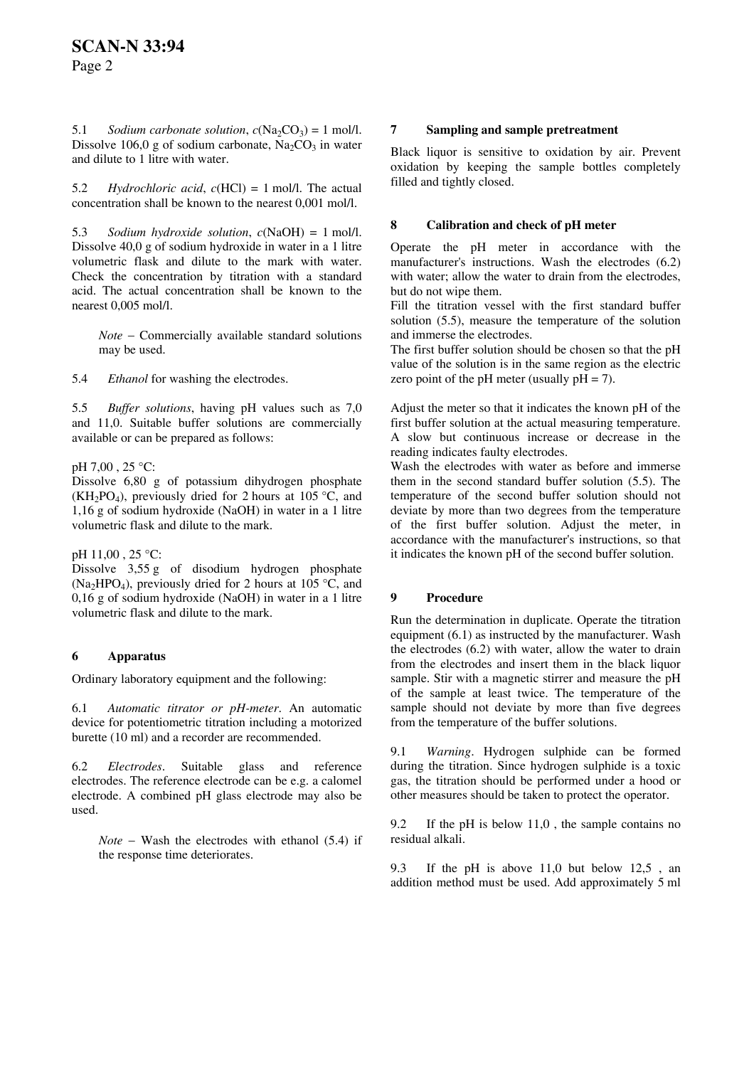5.1 *Sodium carbonate solution*, $c(Na_2CO_3)$ = 1 mol/l. Dissolve 106,0 g of sodium carbonate, $Na_2CO_3$ in water and dilute to 1 litre with water.

5.2 *Hydrochloric acid*, $c(HCl)$ = 1 mol/l. The actual concentration shall be known to the nearest 0,001 mol/l.

5.3 *Sodium hydroxide solution*, $c(NaOH)$ = 1 mol/l. Dissolve 40,0 g of sodium hydroxide in water in a 1 litre volumetric flask and dilute to the mark with water. Check the concentration by titration with a standard acid. The actual concentration shall be known to the nearest 0,005 mol/l.

> *Note* − Commercially available standard solutions may be used.

5.4 *Ethanol* for washing the electrodes.

5.5 *Buffer solutions*, having pH values such as 7,0 and 11,0. Suitable buffer solutions are commercially available or can be prepared as follows:

pH 7,00 , 25 °C:
Dissolve 6,80 g of potassium dihydrogen phosphate ($KH_2PO_4$), previously dried for 2 hours at 105 °C, and 1,16 g of sodium hydroxide (NaOH) in water in a 1 litre volumetric flask and dilute to the mark.

pH 11,00 , 25 °C:
Dissolve 3,55 g of disodium hydrogen phosphate ($Na_2HPO_4$), previously dried for 2 hours at 105 °C, and 0,16 g of sodium hydroxide (NaOH) in water in a 1 litre volumetric flask and dilute to the mark.

## 6 Apparatus

Ordinary laboratory equipment and the following:

6.1 *Automatic titrator or pH-meter*. An automatic device for potentiometric titration including a motorized burette (10 ml) and a recorder are recommended.

6.2 *Electrodes*. Suitable glass and reference electrodes. The reference electrode can be e.g. a calomel electrode. A combined pH glass electrode may also be used.

> *Note* − Wash the electrodes with ethanol (5.4) if the response time deteriorates.

## 7 Sampling and sample pretreatment

Black liquor is sensitive to oxidation by air. Prevent oxidation by keeping the sample bottles completely filled and tightly closed.

## 8 Calibration and check of pH meter

Operate the pH meter in accordance with the manufacturer's instructions. Wash the electrodes (6.2) with water; allow the water to drain from the electrodes, but do not wipe them.
Fill the titration vessel with the first standard buffer solution (5.5), measure the temperature of the solution and immerse the electrodes.
The first buffer solution should be chosen so that the pH value of the solution is in the same region as the electric zero point of the pH meter (usually pH = 7).

Adjust the meter so that it indicates the known pH of the first buffer solution at the actual measuring temperature. A slow but continuous increase or decrease in the reading indicates faulty electrodes.
Wash the electrodes with water as before and immerse them in the second standard buffer solution (5.5). The temperature of the second buffer solution should not deviate by more than two degrees from the temperature of the first buffer solution. Adjust the meter, in accordance with the manufacturer's instructions, so that it indicates the known pH of the second buffer solution.

## 9 Procedure

Run the determination in duplicate. Operate the titration equipment (6.1) as instructed by the manufacturer. Wash the electrodes (6.2) with water, allow the water to drain from the electrodes and insert them in the black liquor sample. Stir with a magnetic stirrer and measure the pH of the sample at least twice. The temperature of the sample should not deviate by more than five degrees from the temperature of the buffer solutions.

9.1 *Warning*. Hydrogen sulphide can be formed during the titration. Since hydrogen sulphide is a toxic gas, the titration should be performed under a hood or other measures should be taken to protect the operator.

9.2 If the pH is below 11,0 , the sample contains no residual alkali.

9.3 If the pH is above 11,0 but below 12,5 , an addition method must be used. Add approximately 5 ml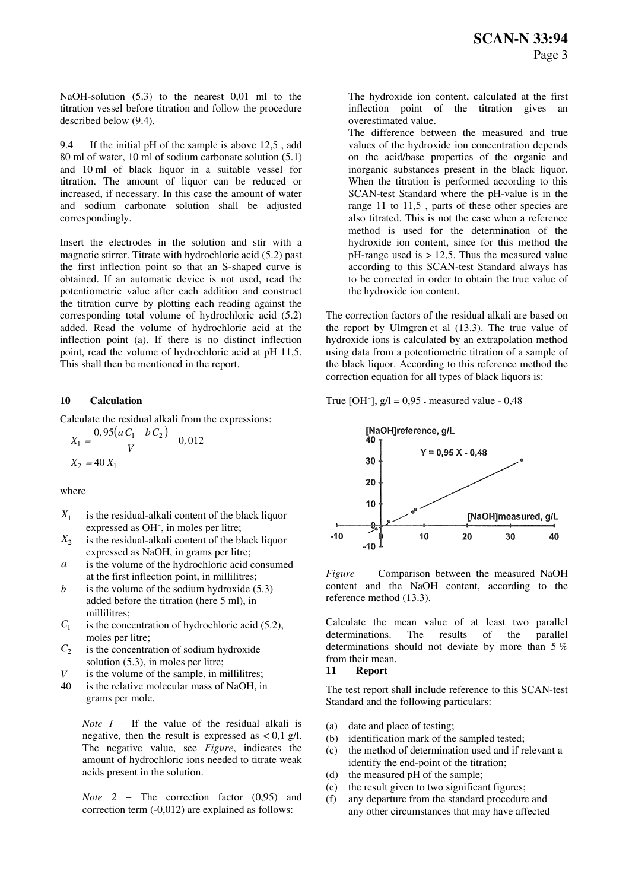NaOH-solution (5.3) to the nearest 0,01 ml to the titration vessel before titration and follow the procedure described below (9.4).

9.4 If the initial pH of the sample is above 12,5 , add 80 ml of water, 10 ml of sodium carbonate solution (5.1) and 10 ml of black liquor in a suitable vessel for titration. The amount of liquor can be reduced or increased, if necessary. In this case the amount of water and sodium carbonate solution shall be adjusted correspondingly.

Insert the electrodes in the solution and stir with a magnetic stirrer. Titrate with hydrochloric acid (5.2) past the first inflection point so that an S-shaped curve is obtained. If an automatic device is not used, read the potentiometric value after each addition and construct the titration curve by plotting each reading against the corresponding total volume of hydrochloric acid (5.2) added. Read the volume of hydrochloric acid at the inflection point (a). If there is no distinct inflection point, read the volume of hydrochloric acid at pH 11,5. This shall then be mentioned in the report.

## 10 Calculation

Calculate the residual alkali from the expressions:

$$X_1 = \frac{0,95\left(a\,C_1 - b\,C_2\right)}{V} - 0,012$$

$$X_2 = 40\,X_1$$

where

- $X_1$ is the residual-alkali content of the black liquor expressed as $OH^-$, in moles per litre;
- $X_2$ is the residual-alkali content of the black liquor expressed as NaOH, in grams per litre;
- $a$ is the volume of the hydrochloric acid consumed at the first inflection point, in millilitres;
- $b$ is the volume of the sodium hydroxide (5.3) added before the titration (here 5 ml), in millilitres;
- $C_1$ is the concentration of hydrochloric acid (5.2), moles per litre;
- $C_2$ is the concentration of sodium hydroxide solution (5.3), in moles per litre;
- $V$ is the volume of the sample, in millilitres;
- 40 is the relative molecular mass of NaOH, in grams per mole.

*Note 1* – If the value of the residual alkali is negative, then the result is expressed as < 0,1 g/l. The negative value, see *Figure*, indicates the amount of hydrochloric ions needed to titrate weak acids present in the solution.

*Note 2* – The correction factor (0,95) and correction term (-0,012) are explained as follows:

The hydroxide ion content, calculated at the first inflection point of the titration gives an overestimated value.

The difference between the measured and true values of the hydroxide ion concentration depends on the acid/base properties of the organic and inorganic substances present in the black liquor. When the titration is performed according to this SCAN-test Standard where the pH-value is in the range 11 to 11,5 , parts of these other species are also titrated. This is not the case when a reference method is used for the determination of the hydroxide ion content, since for this method the pH-range used is > 12,5. Thus the measured value according to this SCAN-test Standard always has to be corrected in order to obtain the true value of the hydroxide ion content.

The correction factors of the residual alkali are based on the report by Ulmgren et al (13.3). The true value of hydroxide ions is calculated by an extrapolation method using data from a potentiometric titration of a sample of the black liquor. According to this reference method the correction equation for all types of black liquors is:

True $[OH^-]$, g/l = 0,95 • measured value - 0,48

*Figure* Comparison between the measured NaOH content and the NaOH content, according to the reference method (13.3).

Calculate the mean value of at least two parallel determinations. The results of the parallel determinations should not deviate by more than 5 % from their mean.

## 11 Report

The test report shall include reference to this SCAN-test Standard and the following particulars:

(a) date and place of testing;
(b) identification mark of the sampled tested;
(c) the method of determination used and if relevant a identify the end-point of the titration;
(d) the measured pH of the sample;
(e) the result given to two significant figures;
(f) any departure from the standard procedure and any other circumstances that may have affected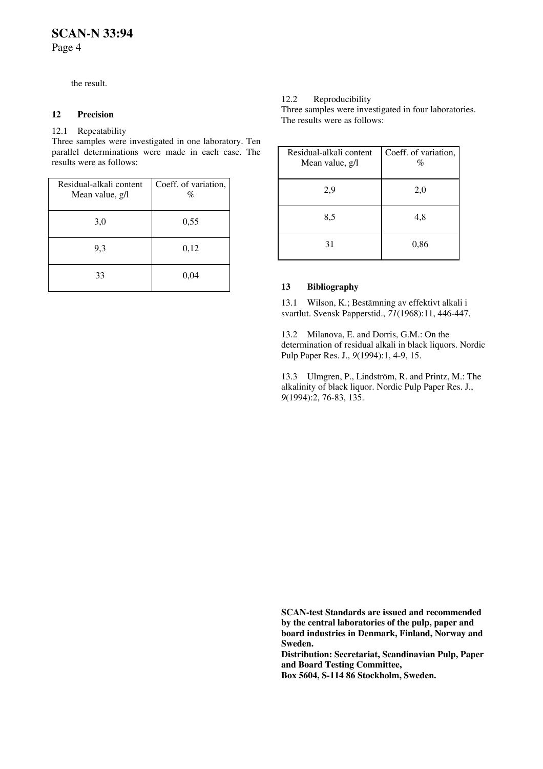the result.

## 12 Precision

12.1 Repeatability
Three samples were investigated in one laboratory. Ten parallel determinations were made in each case. The results were as follows:

| Residual-alkali content Mean value, g/l | Coeff. of variation, % |
|---|---|
| 3,0 | 0,55 |
| 9,3 | 0,12 |
| 33 | 0,04 |

12.2 Reproducibility
Three samples were investigated in four laboratories. The results were as follows:

| Residual-alkali content Mean value, g/l | Coeff. of variation, % |
|---|---|
| 2,9 | 2,0 |
| 8,5 | 4,8 |
| 31 | 0,86 |

## 13 Bibliography

13.1 Wilson, K.; Bestämning av effektivt alkali i svartlut. Svensk Papperstid., *71*(1968):11, 446-447.

13.2 Milanova, E. and Dorris, G.M.: On the determination of residual alkali in black liquors. Nordic Pulp Paper Res. J., *9*(1994):1, 4-9, 15.

13.3 Ulmgren, P., Lindström, R. and Printz, M.: The alkalinity of black liquor. Nordic Pulp Paper Res. J., *9*(1994):2, 76-83, 135.

**SCAN-test Standards are issued and recommended by the central laboratories of the pulp, paper and board industries in Denmark, Finland, Norway and Sweden.**
**Distribution: Secretariat, Scandinavian Pulp, Paper and Board Testing Committee,**
**Box 5604, S-114 86 Stockholm, Sweden.**